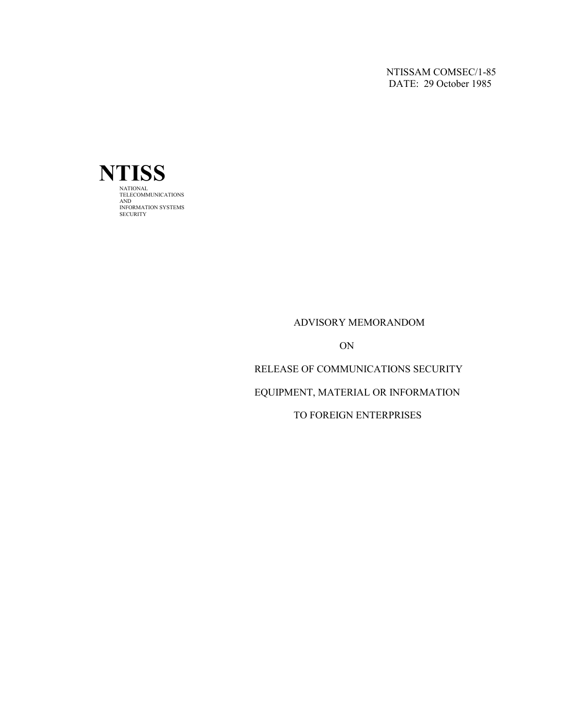NTISSAM COMSEC/1-85
DATE: 29 October 1985

# NTISS

NATIONAL
TELECOMMUNICATIONS
AND
INFORMATION SYSTEMS
SECURITY

## ADVISORY MEMORANDOM

## ON

## RELEASE OF COMMUNICATIONS SECURITY

## EQUIPMENT, MATERIAL OR INFORMATION

## TO FOREIGN ENTERPRISES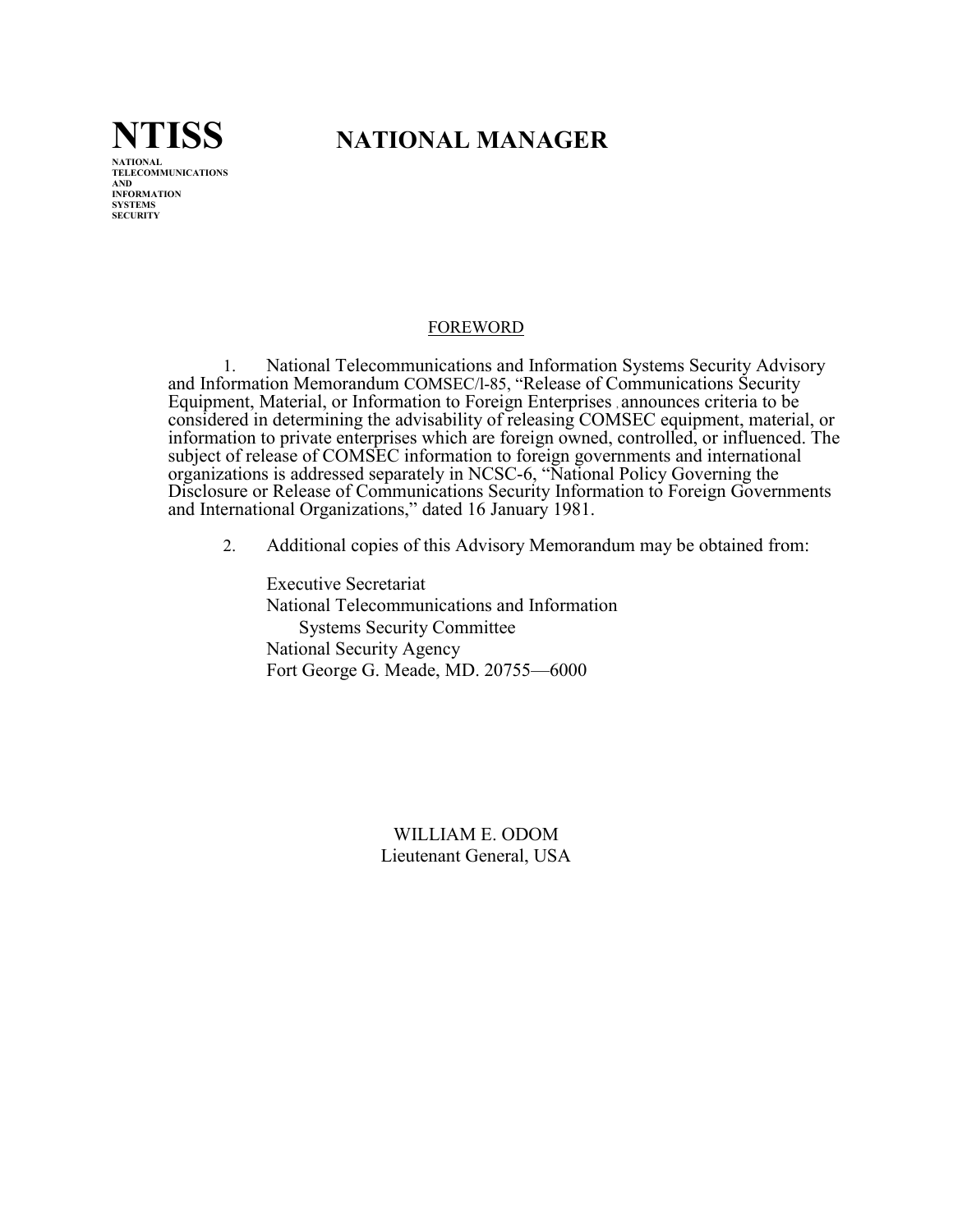# NTISS

NATIONAL
TELECOMMUNICATIONS
AND
INFORMATION
SYSTEMS
SECURITY

# NATIONAL MANAGER

## FOREWORD

1. National Telecommunications and Information Systems Security Advisory and Information Memorandum COMSEC/l-85, "Release of Communications Security Equipment, Material, or Information to Foreign Enterprises , announces criteria to be considered in determining the advisability of releasing COMSEC equipment, material, or information to private enterprises which are foreign owned, controlled, or influenced. The subject of release of COMSEC information to foreign governments and international organizations is addressed separately in NCSC-6, "National Policy Governing the Disclosure or Release of Communications Security Information to Foreign Governments and International Organizations," dated 16 January 1981.

2. Additional copies of this Advisory Memorandum may be obtained from:

Executive Secretariat
National Telecommunications and Information
Systems Security Committee
National Security Agency
Fort George G. Meade, MD. 20755—6000

WILLIAM E. ODOM
Lieutenant General, USA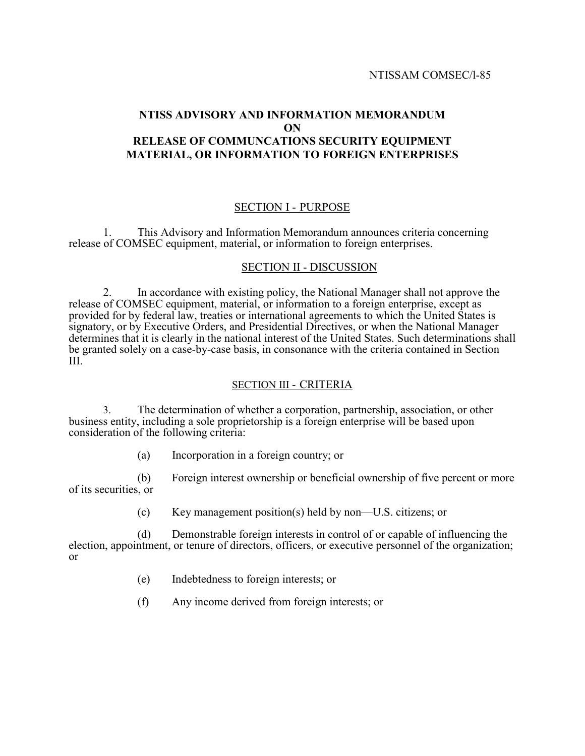NTISSAM COMSEC/l-85

# NTISS ADVISORY AND INFORMATION MEMORANDUM ON RELEASE OF COMMUNCATIONS SECURITY EQUIPMENT MATERIAL, OR INFORMATION TO FOREIGN ENTERPRISES

## SECTION I - PURPOSE

1. This Advisory and Information Memorandum announces criteria concerning release of COMSEC equipment, material, or information to foreign enterprises.

## SECTION II - DISCUSSION

2. In accordance with existing policy, the National Manager shall not approve the release of COMSEC equipment, material, or information to a foreign enterprise, except as provided for by federal law, treaties or international agreements to which the United States is signatory, or by Executive Orders, and Presidential Directives, or when the National Manager determines that it is clearly in the national interest of the United States. Such determinations shall be granted solely on a case-by-case basis, in consonance with the criteria contained in Section III.

## SECTION III - CRITERIA

3. The determination of whether a corporation, partnership, association, or other business entity, including a sole proprietorship is a foreign enterprise will be based upon consideration of the following criteria:

(a) Incorporation in a foreign country; or

(b) Foreign interest ownership or beneficial ownership of five percent or more of its securities, or

(c) Key management position(s) held by non—U.S. citizens; or

(d) Demonstrable foreign interests in control of or capable of influencing the election, appointment, or tenure of directors, officers, or executive personnel of the organization; or

(e) Indebtedness to foreign interests; or

(f) Any income derived from foreign interests; or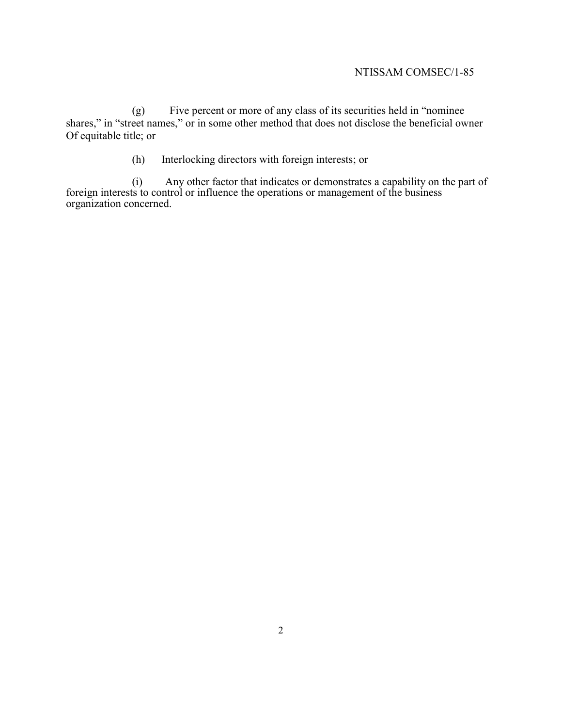(g) Five percent or more of any class of its securities held in “nominee shares,” in “street names,” or in some other method that does not disclose the beneficial owner Of equitable title; or

(h) Interlocking directors with foreign interests; or

(i) Any other factor that indicates or demonstrates a capability on the part of foreign interests to control or influence the operations or management of the business organization concerned.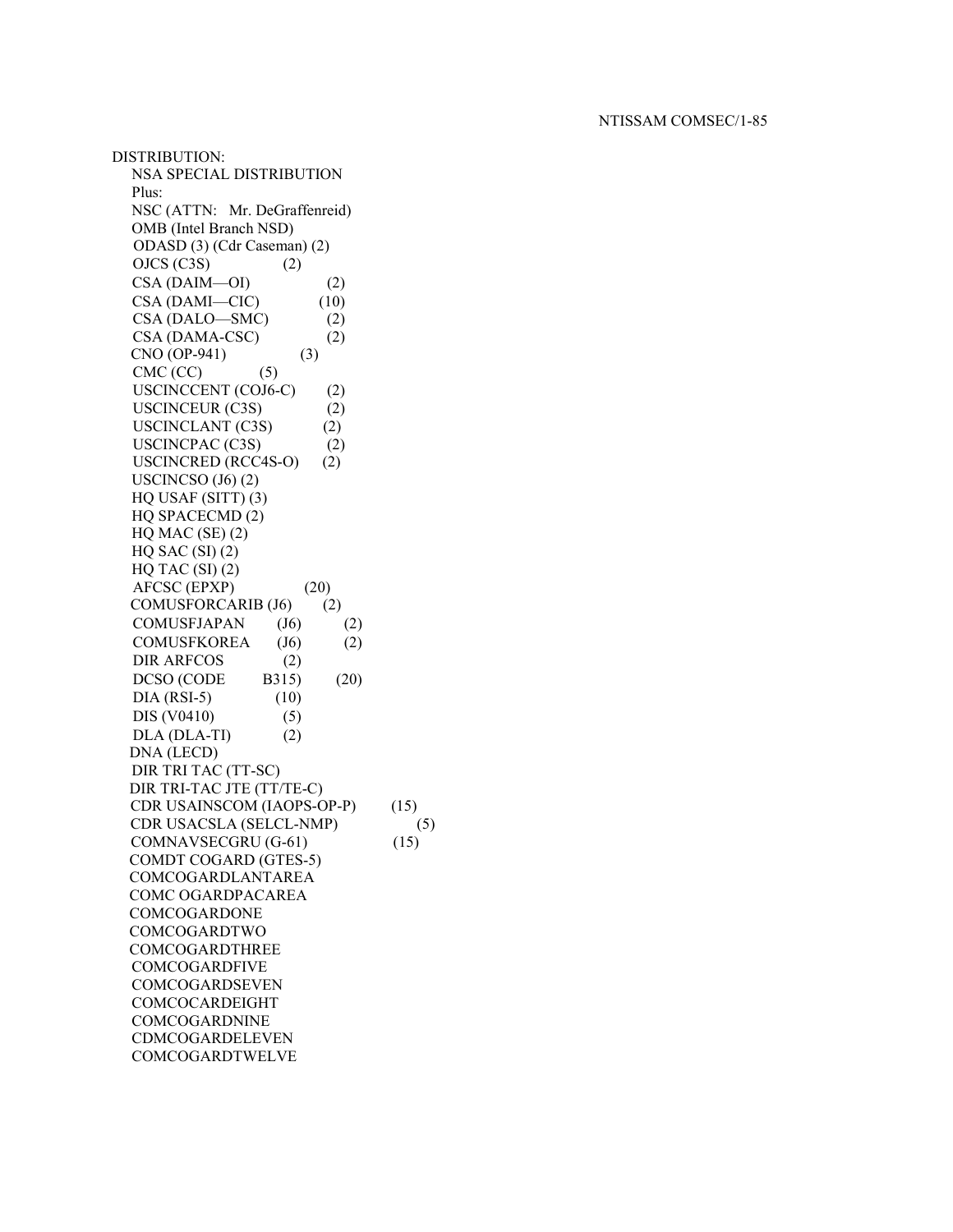DISTRIBUTION:

NSA SPECIAL DISTRIBUTION

Plus:

NSC (ATTN: Mr. DeGraffenreid)
OMB (Intel Branch NSD)
ODASD (3) (Cdr Caseman) (2)
OJCS (C3S) (2)
CSA (DAIM—OI) (2)
CSA (DAMI—CIC) (10)
CSA (DALO—SMC) (2)
CSA (DAMA-CSC) (2)
CNO (OP-941) (3)
CMC (CC) (5)
USCINCCENT (COJ6-C) (2)
USCINCEUR (C3S) (2)
USCINCLANT (C3S) (2)
USCINCPAC (C3S) (2)
USCINCRED (RCC4S-O) (2)
USCINCSO (J6) (2)
HQ USAF (SITT) (3)
HQ SPACECMD (2)
HQ MAC (SE) (2)
HQ SAC (SI) (2)
HQ TAC (SI) (2)
AFCSC (EPXP) (20)
COMUSFORCARIB (J6) (2)
COMUSFJAPAN (J6) (2)
COMUSFKOREA (J6) (2)
DIR ARFCOS (2)
DCSO (CODE B315) (20)
DIA (RSI-5) (10)
DIS (V0410) (5)
DLA (DLA-TI) (2)
DNA (LECD)
DIR TRI TAC (TT-SC)
DIR TRI-TAC JTE (TT/TE-C)
CDR USAINSCOM (IAOPS-OP-P) (15)
CDR USACSLA (SELCL-NMP) (5)
COMNAVSECGRU (G-61) (15)
COMDT COGARD (GTES-5)
COMCOGARDLANTAREA
COMC OGARDPACAREA
COMCOGARDONE
COMCOGARDTWO
COMCOGARDTHREE
COMCOGARDFIVE
COMCOGARDSEVEN
COMCOCARDEIGHT
COMCOGARDNINE
CDMCOGARDELEVEN
COMCOGARDTWELVE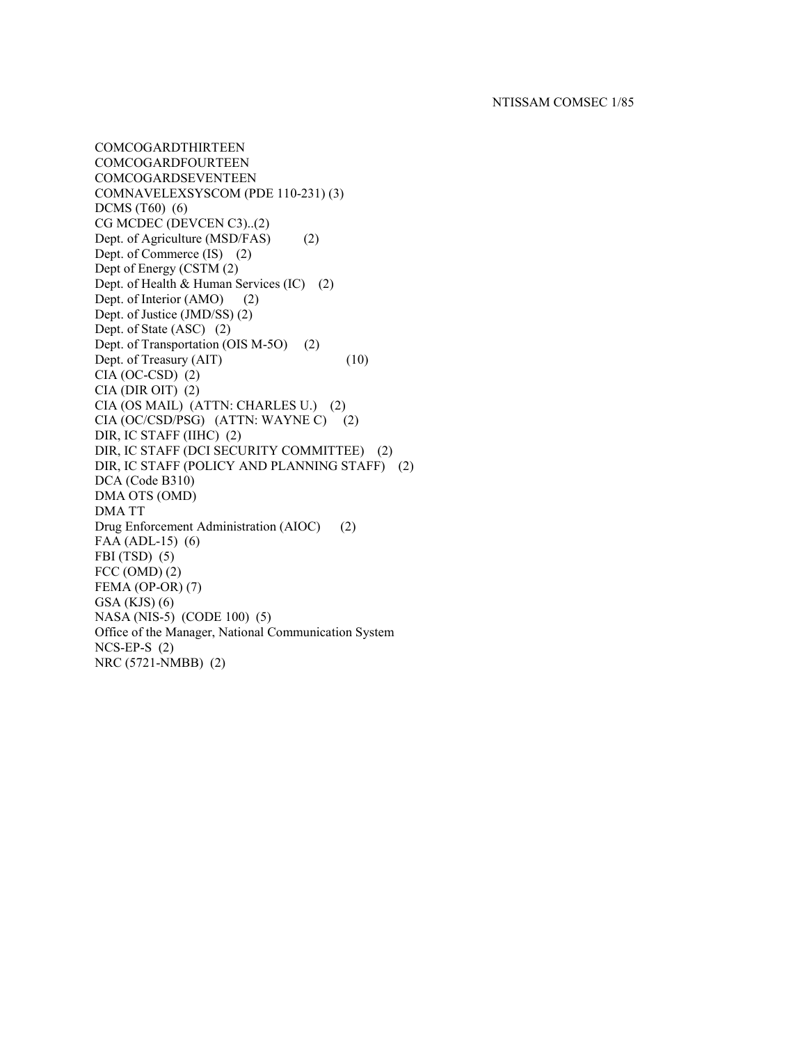COMCOGARDTHIRTEEN
COMCOGARDFOURTEEN
COMCOGARDSEVENTEEN
COMNAVELEXSYSCOM (PDE 110-231) (3)
DCMS (T60) (6)
CG MCDEC (DEVCEN C3)..(2)
Dept. of Agriculture (MSD/FAS) (2)
Dept. of Commerce (IS) (2)
Dept of Energy (CSTM (2)
Dept. of Health & Human Services (IC) (2)
Dept. of Interior (AMO) (2)
Dept. of Justice (JMD/SS) (2)
Dept. of State (ASC) (2)
Dept. of Transportation (OIS M-5O) (2)
Dept. of Treasury (AIT) (10)
CIA (OC-CSD) (2)
CIA (DIR OIT) (2)
CIA (OS MAIL) (ATTN: CHARLES U.) (2)
CIA (OC/CSD/PSG) (ATTN: WAYNE C) (2)
DIR, IC STAFF (IIHC) (2)
DIR, IC STAFF (DCI SECURITY COMMITTEE) (2)
DIR, IC STAFF (POLICY AND PLANNING STAFF) (2)
DCA (Code B310)
DMA OTS (OMD)
DMA TT
Drug Enforcement Administration (AIOC) (2)
FAA (ADL-15) (6)
FBI (TSD) (5)
FCC (OMD) (2)
FEMA (OP-OR) (7)
GSA (KJS) (6)
NASA (NIS-5) (CODE 100) (5)
Office of the Manager, National Communication System
NCS-EP-S (2)
NRC (5721-NMBB) (2)